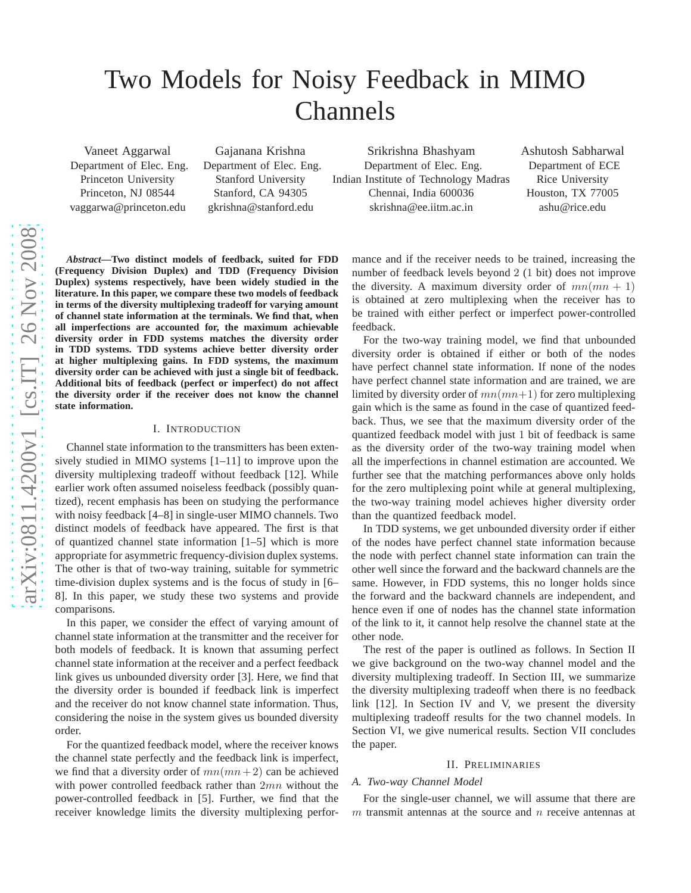# Two Models for Noisy Feedback in MIMO Channels

Vaneet Aggarwal
Department of Elec. Eng.
Princeton University
Princeton, NJ 08544
vaggarwa@princeton.edu

Gajanana Krishna
Department of Elec. Eng.
Stanford University
Stanford, CA 94305
gkrishna@stanford.edu

Srikrishna Bhashyam
Department of Elec. Eng.
Indian Institute of Technology Madras
Chennai, India 600036
skrishna@ee.iitm.ac.in

Ashutosh Sabharwal
Department of ECE
Rice University
Houston, TX 77005
ashu@rice.edu

***Abstract*—Two distinct models of feedback, suited for FDD (Frequency Division Duplex) and TDD (Frequency Division Duplex) systems respectively, have been widely studied in the literature. In this paper, we compare these two models of feedback in terms of the diversity multiplexing tradeoff for varying amount of channel state information at the terminals. We find that, when all imperfections are accounted for, the maximum achievable diversity order in FDD systems matches the diversity order in TDD systems. TDD systems achieve better diversity order at higher multiplexing gains. In FDD systems, the maximum diversity order can be achieved with just a single bit of feedback. Additional bits of feedback (perfect or imperfect) do not affect the diversity order if the receiver does not know the channel state information.**

## I. Introduction

Channel state information to the transmitters has been extensively studied in MIMO systems [1–11] to improve upon the diversity multiplexing tradeoff without feedback [12]. While earlier work often assumed noiseless feedback (possibly quantized), recent emphasis has been on studying the performance with noisy feedback [4–8] in single-user MIMO channels. Two distinct models of feedback have appeared. The first is that of quantized channel state information [1–5] which is more appropriate for asymmetric frequency-division duplex systems. The other is that of two-way training, suitable for symmetric time-division duplex systems and is the focus of study in [6–8]. In this paper, we study these two systems and provide comparisons.

In this paper, we consider the effect of varying amount of channel state information at the transmitter and the receiver for both models of feedback. It is known that assuming perfect channel state information at the receiver and a perfect feedback link gives us unbounded diversity order [3]. Here, we find that the diversity order is bounded if feedback link is imperfect and the receiver do not know channel state information. Thus, considering the noise in the system gives us bounded diversity order.

For the quantized feedback model, where the receiver knows the channel state perfectly and the feedback link is imperfect, we find that a diversity order of $mn(mn+2)$ can be achieved with power controlled feedback rather than $2mn$ without the power-controlled feedback in [5]. Further, we find that the receiver knowledge limits the diversity multiplexing performance and if the receiver needs to be trained, increasing the number of feedback levels beyond 2 (1 bit) does not improve the diversity. A maximum diversity order of $mn(mn+1)$ is obtained at zero multiplexing when the receiver has to be trained with either perfect or imperfect power-controlled feedback.

For the two-way training model, we find that unbounded diversity order is obtained if either or both of the nodes have perfect channel state information. If none of the nodes have perfect channel state information and are trained, we are limited by diversity order of $mn(mn+1)$ for zero multiplexing gain which is the same as found in the case of quantized feedback. Thus, we see that the maximum diversity order of the quantized feedback model with just 1 bit of feedback is same as the diversity order of the two-way training model when all the imperfections in channel estimation are accounted. We further see that the matching performances above only holds for the zero multiplexing point while at general multiplexing, the two-way training model achieves higher diversity order than the quantized feedback model.

In TDD systems, we get unbounded diversity order if either of the nodes have perfect channel state information because the node with perfect channel state information can train the other well since the forward and the backward channels are the same. However, in FDD systems, this no longer holds since the forward and the backward channels are independent, and hence even if one of nodes has the channel state information of the link to it, it cannot help resolve the channel state at the other node.

The rest of the paper is outlined as follows. In Section II we give background on the two-way channel model and the diversity multiplexing tradeoff. In Section III, we summarize the diversity multiplexing tradeoff when there is no feedback link [12]. In Section IV and V, we present the diversity multiplexing tradeoff results for the two channel models. In Section VI, we give numerical results. Section VII concludes the paper.

## II. Preliminaries

### *A. Two-way Channel Model*

For the single-user channel, we will assume that there are $m$ transmit antennas at the source and $n$ receive antennas at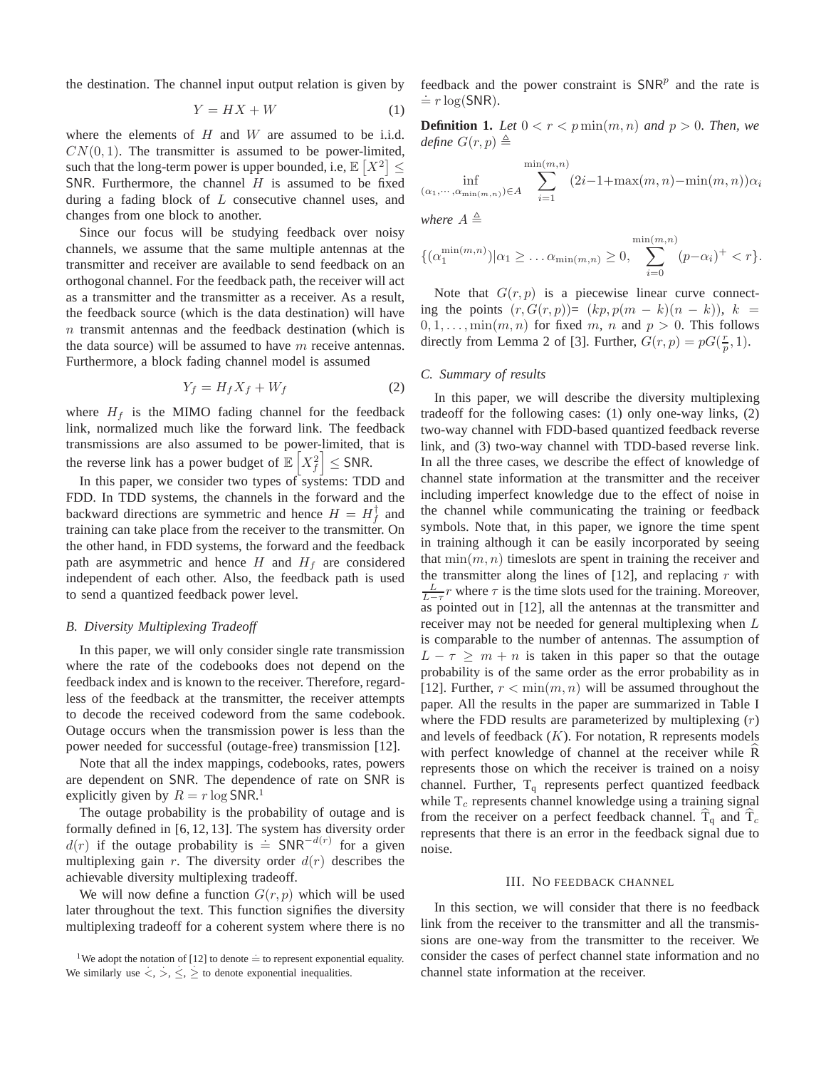the destination. The channel input output relation is given by

$$Y = HX + W \tag{1}$$

where the elements of $H$ and $W$ are assumed to be i.i.d. $CN(0,1)$. The transmitter is assumed to be power-limited, such that the long-term power is upper bounded, i.e, $\mathbb{E}\left[X^2\right] \leq \mathsf{SNR}$. Furthermore, the channel $H$ is assumed to be fixed during a fading block of $L$ consecutive channel uses, and changes from one block to another.

Since our focus will be studying feedback over noisy channels, we assume that the same multiple antennas at the transmitter and receiver are available to send feedback on an orthogonal channel. For the feedback path, the receiver will act as a transmitter and the transmitter as a receiver. As a result, the feedback source (which is the data destination) will have $n$ transmit antennas and the feedback destination (which is the data source) will be assumed to have $m$ receive antennas. Furthermore, a block fading channel model is assumed

$$Y_f = H_f X_f + W_f \tag{2}$$

where $H_f$ is the MIMO fading channel for the feedback link, normalized much like the forward link. The feedback transmissions are also assumed to be power-limited, that is the reverse link has a power budget of $\mathbb{E}\left[X_f^2\right] \leq \mathsf{SNR}$.

In this paper, we consider two types of systems: TDD and FDD. In TDD systems, the channels in the forward and the backward directions are symmetric and hence $H = H_f^\dagger$ and training can take place from the receiver to the transmitter. On the other hand, in FDD systems, the forward and the feedback path are asymmetric and hence $H$ and $H_f$ are considered independent of each other. Also, the feedback path is used to send a quantized feedback power level.

### B. Diversity Multiplexing Tradeoff

In this paper, we will only consider single rate transmission where the rate of the codebooks does not depend on the feedback index and is known to the receiver. Therefore, regardless of the feedback at the transmitter, the receiver attempts to decode the received codeword from the same codebook. Outage occurs when the transmission power is less than the power needed for successful (outage-free) transmission [12].

Note that all the index mappings, codebooks, rates, powers are dependent on $\mathsf{SNR}$. The dependence of rate on $\mathsf{SNR}$ is explicitly given by $R = r \log \mathsf{SNR}$.[1]

The outage probability is the probability of outage and is formally defined in [6, 12, 13]. The system has diversity order $d(r)$ if the outage probability is $\doteq \mathsf{SNR}^{-d(r)}$ for a given multiplexing gain $r$. The diversity order $d(r)$ describes the achievable diversity multiplexing tradeoff.

We will now define a function $G(r,p)$ which will be used later throughout the text. This function signifies the diversity multiplexing tradeoff for a coherent system where there is no feedback and the power constraint is $\mathsf{SNR}^p$ and the rate is $\doteq r\log(\mathsf{SNR})$.

[1] We adopt the notation of [12] to denote $\doteq$ to represent exponential equality. We similarly use $\dot{<}$, $\dot{>}$, $\dot{\leq}$, $\dot{\geq}$ to denote exponential inequalities.

**Definition 1.** *Let $0 < r < p\min(m,n)$ and $p > 0$. Then, we define $G(r,p) \triangleq$*

$$\inf_{(\alpha_1,\cdots,\alpha_{\min(m,n)})\in A} \sum_{i=1}^{\min(m,n)} (2i-1+\max(m,n)-\min(m,n))\alpha_i$$

*where $A \triangleq$*

$$\{(\alpha_1^{\min(m,n)})|\alpha_1 \geq \ldots \alpha_{\min(m,n)} \geq 0, \sum_{i=0}^{\min(m,n)} (p-\alpha_i)^+ < r\}.$$

Note that $G(r,p)$ is a piecewise linear curve connecting the points $(r, G(r,p))$= $(kp, p(m-k)(n-k))$, $k = 0,1,\ldots,\min(m,n)$ for fixed $m$, $n$ and $p > 0$. This follows directly from Lemma 2 of [3]. Further, $G(r,p) = pG(\frac{r}{p}, 1)$.

### C. Summary of results

In this paper, we will describe the diversity multiplexing tradeoff for the following cases: (1) only one-way links, (2) two-way channel with FDD-based quantized feedback reverse link, and (3) two-way channel with TDD-based reverse link. In all the three cases, we describe the effect of knowledge of channel state information at the transmitter and the receiver including imperfect knowledge due to the effect of noise in the channel while communicating the training or feedback symbols. Note that, in this paper, we ignore the time spent in training although it can be easily incorporated by seeing that $\min(m,n)$ timeslots are spent in training the receiver and the transmitter along the lines of [12], and replacing $r$ with $\frac{L}{L-\tau} r$ where $\tau$ is the time slots used for the training. Moreover, as pointed out in [12], all the antennas at the transmitter and receiver may not be needed for general multiplexing when $L$ is comparable to the number of antennas. The assumption of $L - \tau \geq m + n$ is taken in this paper so that the outage probability is of the same order as the error probability as in [12]. Further, $r < \min(m,n)$ will be assumed throughout the paper. All the results in the paper are summarized in Table I where the FDD results are parameterized by multiplexing ($r$) and levels of feedback ($K$). For notation, R represents models with perfect knowledge of channel at the receiver while $\widehat{\mathrm{R}}$ represents those on which the receiver is trained on a noisy channel. Further, $\mathrm{T_q}$ represents perfect quantized feedback while $\mathrm{T}_c$ represents channel knowledge using a training signal from the receiver on a perfect feedback channel. $\widehat{\mathrm{T}}_\mathrm{q}$ and $\widehat{\mathrm{T}}_c$ represents that there is an error in the feedback signal due to noise.

## III. No feedback channel

In this section, we will consider that there is no feedback link from the receiver to the transmitter and all the transmissions are one-way from the transmitter to the receiver. We consider the cases of perfect channel state information and no channel state information at the receiver.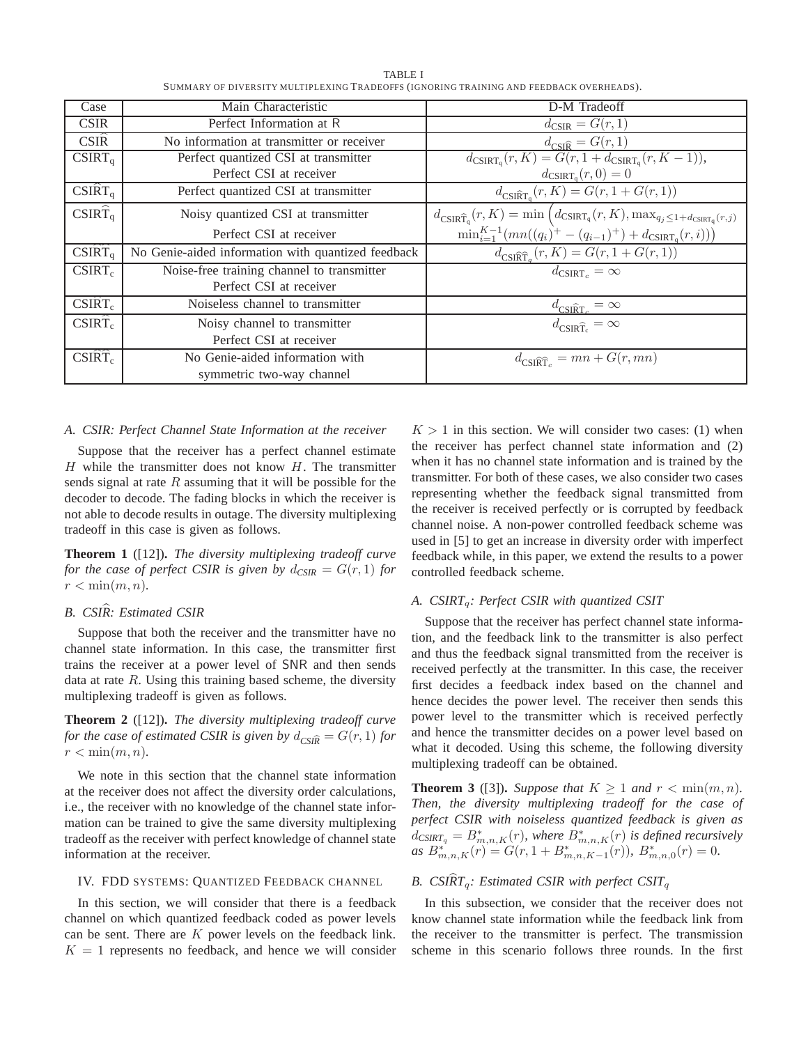TABLE I
SUMMARY OF DIVERSITY MULTIPLEXING TRADEOFFS (IGNORING TRAINING AND FEEDBACK OVERHEADS).

| Case | Main Characteristic | D-M Tradeoff |
|---|---|---|
| CSIR | Perfect Information at R | $d_{\text{CSIR}} = G(r,1)$ |
| $\text{CSI}\widehat{\text{R}}$ | No information at transmitter or receiver | $d_{\text{CSI}\widehat{\text{R}}} = G(r,1)$ |
| $\text{CSIRT}_\text{q}$ | Perfect quantized CSI at transmitter<br>Perfect CSI at receiver | $d_{\text{CSIRT}_\text{q}}(r,K) = G(r, 1 + d_{\text{CSIRT}_\text{q}}(r, K-1))$,<br>$d_{\text{CSIRT}_\text{q}}(r,0) = 0$ |
| $\text{CSI}\widehat{\text{R}}\text{T}_\text{q}$ | Perfect quantized CSI at transmitter | $d_{\text{CSI}\widehat{\text{R}}\text{T}_\text{q}}(r,K) = G(r, 1 + G(r,1))$ |
| $\text{CSIR}\widehat{\text{T}}_\text{q}$ | Noisy quantized CSI at transmitter<br>Perfect CSI at receiver | $d_{\text{CSIR}\widehat{\text{T}}_\text{q}}(r,K) = \min\Big(d_{\text{CSIRT}_\text{q}}(r,K), \max_{q_j \le 1 + d_{\text{CSIRT}_\text{q}}(r,j)}$<br>$\min_{i=1}^{K-1}(mn((q_i)^+ - (q_{i-1})^+) + d_{\text{CSIRT}_\text{q}}(r,i))\Big)$ |
| $\text{CSI}\widehat{\text{R}}\widehat{\text{T}}_\text{q}$ | No Genie-aided information with quantized feedback | $d_{\text{CSI}\widehat{\text{R}}\widehat{\text{T}}_q}(r,K) = G(r, 1 + G(r,1))$ |
| $\text{CSIRT}_\text{c}$ | Noise-free training channel to transmitter<br>Perfect CSI at receiver | $d_{\text{CSIRT}_c} = \infty$ |
| $\text{CSI}\widehat{\text{R}}\text{T}_\text{c}$ | Noiseless channel to transmitter | $d_{\text{CSI}\widehat{\text{R}}\text{T}_c} = \infty$ |
| $\text{CSIR}\widehat{\text{T}}_\text{c}$ | Noisy channel to transmitter<br>Perfect CSI at receiver | $d_{\text{CSIR}\widehat{\text{T}}_\text{c}} = \infty$ |
| $\text{CSI}\widehat{\text{R}}\widehat{\text{T}}_\text{c}$ | No Genie-aided information with<br>symmetric two-way channel | $d_{\text{CSI}\widehat{\text{R}}\widehat{\text{T}}_c} = mn + G(r, mn)$ |

### A. CSIR: Perfect Channel State Information at the receiver

Suppose that the receiver has a perfect channel estimate $H$ while the transmitter does not know $H$. The transmitter sends signal at rate $R$ assuming that it will be possible for the decoder to decode. The fading blocks in which the receiver is not able to decode results in outage. The diversity multiplexing tradeoff in this case is given as follows.

**Theorem 1** ([12])**.** *The diversity multiplexing tradeoff curve for the case of perfect CSIR is given by $d_{CSIR} = G(r,1)$ for $r < \min(m,n)$.*

### B. $CSI\widehat{R}$: Estimated CSIR

Suppose that both the receiver and the transmitter have no channel state information. In this case, the transmitter first trains the receiver at a power level of SNR and then sends data at rate $R$. Using this training based scheme, the diversity multiplexing tradeoff is given as follows.

**Theorem 2** ([12])**.** *The diversity multiplexing tradeoff curve for the case of estimated CSIR is given by $d_{CSI\widehat{R}} = G(r,1)$ for $r < \min(m,n)$.*

We note in this section that the channel state information at the receiver does not affect the diversity order calculations, i.e., the receiver with no knowledge of the channel state information can be trained to give the same diversity multiplexing tradeoff as the receiver with perfect knowledge of channel state information at the receiver.

## IV. FDD SYSTEMS: QUANTIZED FEEDBACK CHANNEL

In this section, we will consider that there is a feedback channel on which quantized feedback coded as power levels can be sent. There are $K$ power levels on the feedback link. $K = 1$ represents no feedback, and hence we will consider $K > 1$ in this section. We will consider two cases: (1) when the receiver has perfect channel state information and (2) when it has no channel state information and is trained by the transmitter. For both of these cases, we also consider two cases representing whether the feedback signal transmitted from the receiver is received perfectly or is corrupted by feedback channel noise. A non-power controlled feedback scheme was used in [5] to get an increase in diversity order with imperfect feedback while, in this paper, we extend the results to a power controlled feedback scheme.

### A. $CSIRT_q$: Perfect CSIR with quantized CSIT

Suppose that the receiver has perfect channel state information, and the feedback link to the transmitter is also perfect and thus the feedback signal transmitted from the receiver is received perfectly at the transmitter. In this case, the receiver first decides a feedback index based on the channel and hence decides the power level. The receiver then sends this power level to the transmitter which is received perfectly and hence the transmitter decides on a power level based on what it decoded. Using this scheme, the following diversity multiplexing tradeoff can be obtained.

**Theorem 3** ([3])**.** *Suppose that $K \ge 1$ and $r < \min(m,n)$. Then, the diversity multiplexing tradeoff for the case of perfect CSIR with noiseless quantized feedback is given as $d_{CSIRT_q} = B^*_{m,n,K}(r)$, where $B^*_{m,n,K}(r)$ is defined recursively as $B^*_{m,n,K}(r) = G(r, 1 + B^*_{m,n,K-1}(r))$, $B^*_{m,n,0}(r) = 0$.*

### B. $CSI\widehat{R}T_q$: Estimated CSIR with perfect $CSIT_q$

In this subsection, we consider that the receiver does not know channel state information while the feedback link from the receiver to the transmitter is perfect. The transmission scheme in this scenario follows three rounds. In the first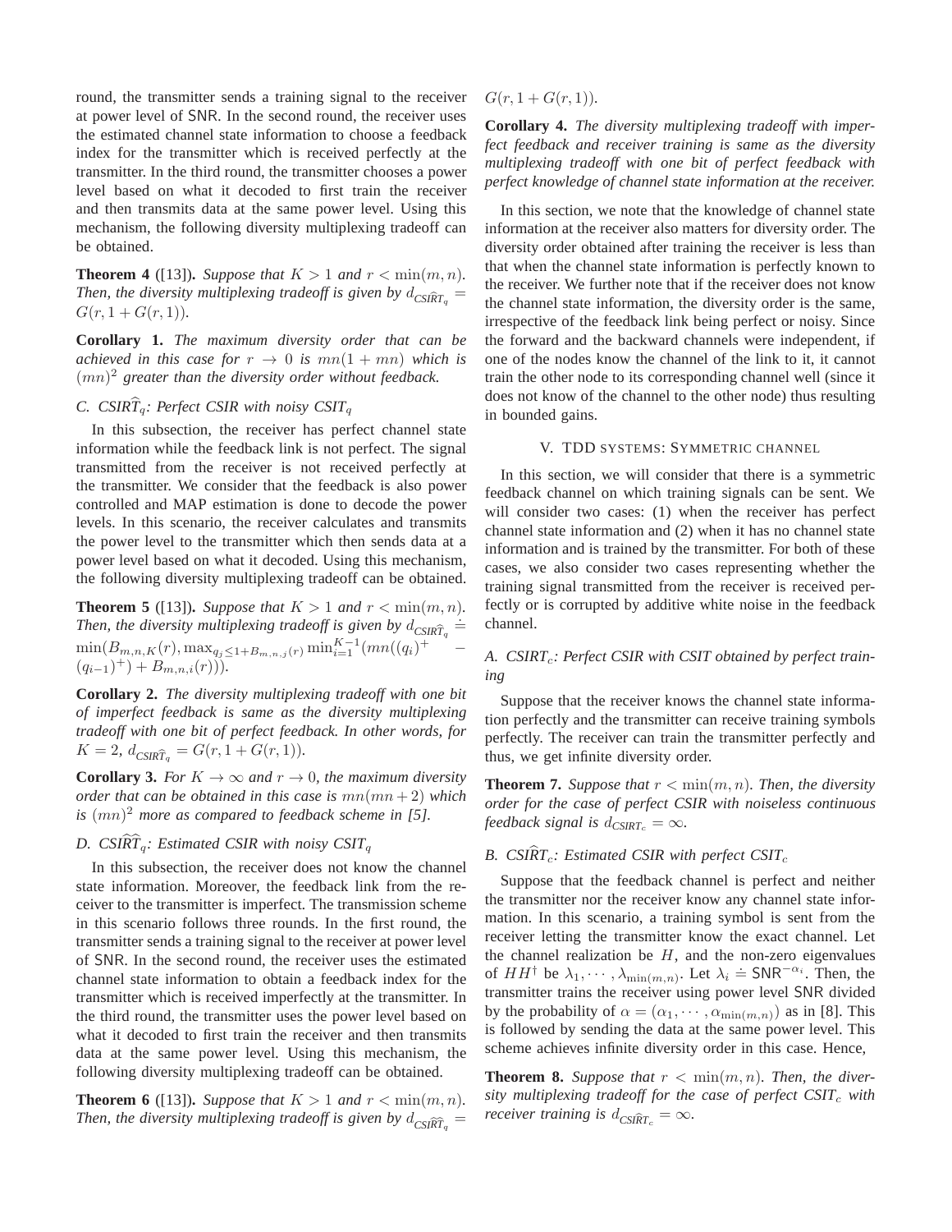round, the transmitter sends a training signal to the receiver at power level of SNR. In the second round, the receiver uses the estimated channel state information to choose a feedback index for the transmitter which is received perfectly at the transmitter. In the third round, the transmitter chooses a power level based on what it decoded to first train the receiver and then transmits data at the same power level. Using this mechanism, the following diversity multiplexing tradeoff can be obtained.

**Theorem 4** ([13]). *Suppose that $K > 1$ and $r < \min(m,n)$. Then, the diversity multiplexing tradeoff is given by $d_{CSI\widehat{R}T_q} = G(r, 1 + G(r, 1))$.*

**Corollary 1.** *The maximum diversity order that can be achieved in this case for $r \to 0$ is $mn(1 + mn)$ which is $(mn)^2$ greater than the diversity order without feedback.*

### C. $CSIR\widehat{T}_q$: Perfect CSIR with noisy $CSIT_q$

In this subsection, the receiver has perfect channel state information while the feedback link is not perfect. The signal transmitted from the receiver is not received perfectly at the transmitter. We consider that the feedback is also power controlled and MAP estimation is done to decode the power levels. In this scenario, the receiver calculates and transmits the power level to the transmitter which then sends data at a power level based on what it decoded. Using this mechanism, the following diversity multiplexing tradeoff can be obtained.

**Theorem 5** ([13]). *Suppose that $K > 1$ and $r < \min(m,n)$. Then, the diversity multiplexing tradeoff is given by $d_{CSIR\widehat{T}_q} \doteq \min(B_{m,n,K}(r), \max_{q_j \leq 1+B_{m,n,j}(r)} \min_{i=1}^{K-1}(mn((q_i)^+ - (q_{i-1})^+) + B_{m,n,i}(r)))$.*

**Corollary 2.** *The diversity multiplexing tradeoff with one bit of imperfect feedback is same as the diversity multiplexing tradeoff with one bit of perfect feedback. In other words, for $K = 2$, $d_{CSIR\widehat{T}_q} = G(r, 1 + G(r, 1))$.*

**Corollary 3.** *For $K \to \infty$ and $r \to 0$, the maximum diversity order that can be obtained in this case is $mn(mn+2)$ which is $(mn)^2$ more as compared to feedback scheme in [5].*

### D. $CSI\widehat{R}\widehat{T}_q$: Estimated CSIR with noisy $CSIT_q$

In this subsection, the receiver does not know the channel state information. Moreover, the feedback link from the receiver to the transmitter is imperfect. The transmission scheme in this scenario follows three rounds. In the first round, the transmitter sends a training signal to the receiver at power level of SNR. In the second round, the receiver uses the estimated channel state information to obtain a feedback index for the transmitter which is received imperfectly at the transmitter. In the third round, the transmitter uses the power level based on what it decoded to first train the receiver and then transmits data at the same power level. Using this mechanism, the following diversity multiplexing tradeoff can be obtained.

**Theorem 6** ([13]). *Suppose that $K > 1$ and $r < \min(m,n)$. Then, the diversity multiplexing tradeoff is given by $d_{CSI\widehat{R}\widehat{T}_q} = G(r, 1 + G(r, 1))$.*

**Corollary 4.** *The diversity multiplexing tradeoff with imperfect feedback and receiver training is same as the diversity multiplexing tradeoff with one bit of perfect feedback with perfect knowledge of channel state information at the receiver.*

In this section, we note that the knowledge of channel state information at the receiver also matters for diversity order. The diversity order obtained after training the receiver is less than that when the channel state information is perfectly known to the receiver. We further note that if the receiver does not know the channel state information, the diversity order is the same, irrespective of the feedback link being perfect or noisy. Since the forward and the backward channels were independent, if one of the nodes know the channel of the link to it, it cannot train the other node to its corresponding channel well (since it does not know of the channel to the other node) thus resulting in bounded gains.

## V. TDD Systems: Symmetric Channel

In this section, we will consider that there is a symmetric feedback channel on which training signals can be sent. We will consider two cases: (1) when the receiver has perfect channel state information and (2) when it has no channel state information and is trained by the transmitter. For both of these cases, we also consider two cases representing whether the training signal transmitted from the receiver is received perfectly or is corrupted by additive white noise in the feedback channel.

### A. $CSIRT_c$: Perfect CSIR with CSIT obtained by perfect training

Suppose that the receiver knows the channel state information perfectly and the transmitter can receive training symbols perfectly. The receiver can train the transmitter perfectly and thus, we get infinite diversity order.

**Theorem 7.** *Suppose that $r < \min(m,n)$. Then, the diversity order for the case of perfect CSIR with noiseless continuous feedback signal is $d_{CSIRT_c} = \infty$.*

### B. $CSI\widehat{R}T_c$: Estimated CSIR with perfect $CSIT_c$

Suppose that the feedback channel is perfect and neither the transmitter nor the receiver know any channel state information. In this scenario, a training symbol is sent from the receiver letting the transmitter know the exact channel. Let the channel realization be $H$, and the non-zero eigenvalues of $HH^\dagger$ be $\lambda_1, \cdots, \lambda_{\min(m,n)}$. Let $\lambda_i \doteq \mathsf{SNR}^{-\alpha_i}$. Then, the transmitter trains the receiver using power level SNR divided by the probability of $\alpha = (\alpha_1, \cdots, \alpha_{\min(m,n)})$ as in [8]. This is followed by sending the data at the same power level. This scheme achieves infinite diversity order in this case. Hence,

**Theorem 8.** *Suppose that $r < \min(m,n)$. Then, the diversity multiplexing tradeoff for the case of perfect $CSIT_c$ with receiver training is $d_{CSI\widehat{R}T_c} = \infty$.*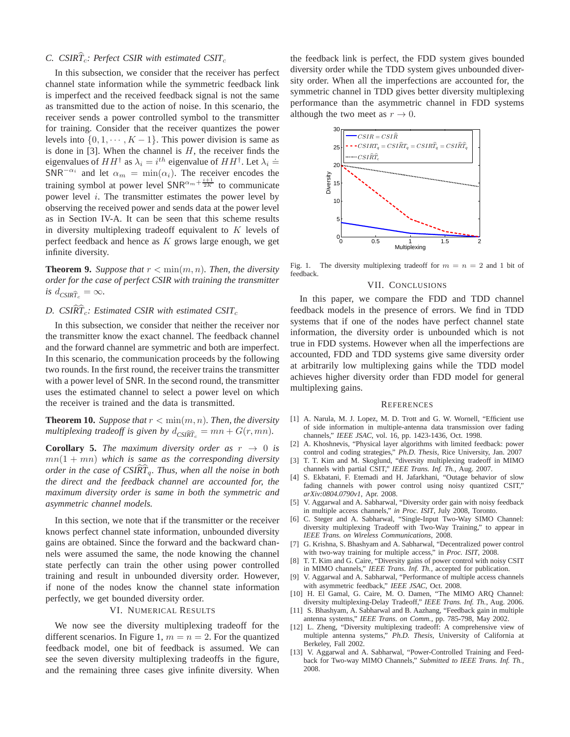### C. $CSIR\widehat{T}_c$: Perfect CSIR with estimated CSIT$_c$

In this subsection, we consider that the receiver has perfect channel state information while the symmetric feedback link is imperfect and the received feedback signal is not the same as transmitted due to the action of noise. In this scenario, the receiver sends a power controlled symbol to the transmitter for training. Consider that the receiver quantizes the power levels into $\{0, 1, \cdots, K-1\}$. This power division is same as is done in [3]. When the channel is $H$, the receiver finds the eigenvalues of $HH^\dagger$ as $\lambda_i = i^{th}$ eigenvalue of $HH^\dagger$. Let $\lambda_i \doteq \mathsf{SNR}^{-\alpha_i}$ and let $\alpha_m = \min(\alpha_i)$. The receiver encodes the training symbol at power level $\mathsf{SNR}^{\alpha_m + \frac{i+1}{2K}}$ to communicate power level $i$. The transmitter estimates the power level by observing the received power and sends data at the power level as in Section IV-A. It can be seen that this scheme results in diversity multiplexing tradeoff equivalent to $K$ levels of perfect feedback and hence as $K$ grows large enough, we get infinite diversity.

**Theorem 9.** *Suppose that $r < \min(m, n)$. Then, the diversity order for the case of perfect CSIR with training the transmitter is $d_{CSIR\widehat{T}_c} = \infty$.*

### D. $CSI\widehat{\widehat{RT}}_c$: Estimated CSIR with estimated CSIT$_c$

In this subsection, we consider that neither the receiver nor the transmitter know the exact channel. The feedback channel and the forward channel are symmetric and both are imperfect. In this scenario, the communication proceeds by the following two rounds. In the first round, the receiver trains the transmitter with a power level of $\mathsf{SNR}$. In the second round, the transmitter uses the estimated channel to select a power level on which the receiver is trained and the data is transmitted.

**Theorem 10.** *Suppose that $r < \min(m, n)$. Then, the diversity multiplexing tradeoff is given by $d_{CSI\widehat{\widehat{RT}}_c} = mn + G(r, mn)$.*

**Corollary 5.** *The maximum diversity order as $r \to 0$ is $mn(1 + mn)$ which is same as the corresponding diversity order in the case of $CSI\widehat{\widehat{RT}}_q$. Thus, when all the noise in both the direct and the feedback channel are accounted for, the maximum diversity order is same in both the symmetric and asymmetric channel models.*

In this section, we note that if the transmitter or the receiver knows perfect channel state information, unbounded diversity gains are obtained. Since the forward and the backward channels were assumed the same, the node knowing the channel state perfectly can train the other using power controlled training and result in unbounded diversity order. However, if none of the nodes know the channel state information perfectly, we get bounded diversity order.

## VI. Numerical Results

We now see the diversity multiplexing tradeoff for the different scenarios. In Figure 1, $m = n = 2$. For the quantized feedback model, one bit of feedback is assumed. We can see the seven diversity multiplexing tradeoffs in the figure, and the remaining three cases give infinite diversity. When the feedback link is perfect, the FDD system gives bounded diversity order while the TDD system gives unbounded diversity order. When all the imperfections are accounted for, the symmetric channel in TDD gives better diversity multiplexing performance than the asymmetric channel in FDD systems although the two meet as $r \to 0$.

$CSIR = CSI\widehat{R}$
$CSIRT_q = CSI\widehat{R}T_q = CSIR\widehat{T}_q = CSI\widehat{R}\widehat{T}_q$
$CSI\widehat{\widehat{RT}}_c$
Diversity
Multiplexing
0, 5, 10, 15, 20, 25, 30
0, 0.5, 1, 1.5, 2

Fig. 1. The diversity multiplexing tradeoff for $m = n = 2$ and 1 bit of feedback.

## VII. Conclusions

In this paper, we compare the FDD and TDD channel feedback models in the presence of errors. We find in TDD systems that if one of the nodes have perfect channel state information, the diversity order is unbounded which is not true in FDD systems. However when all the imperfections are accounted, FDD and TDD systems give same diversity order at arbitrarily low multiplexing gains while the TDD model achieves higher diversity order than FDD model for general multiplexing gains.

## References

[1] A. Narula, M. J. Lopez, M. D. Trott and G. W. Wornell, "Efficient use of side information in multiple-antenna data transmission over fading channels," *IEEE JSAC*, vol. 16, pp. 1423-1436, Oct. 1998.

[2] A. Khoshnevis, "Physical layer algorithms with limited feedback: power control and coding strategies," *Ph.D. Thesis*, Rice University, Jan. 2007

[3] T. T. Kim and M. Skoglund, "diversity multiplexing tradeoff in MIMO channels with partial CSIT," *IEEE Trans. Inf. Th.*, Aug. 2007.

[4] S. Ekbatani, F. Etemadi and H. Jafarkhani, "Outage behavior of slow fading channels with power control using noisy quantized CSIT," *arXiv:0804.0790v1*, Apr. 2008.

[5] V. Aggarwal and A. Sabharwal, "Diversity order gain with noisy feedback in multiple access channels," *in Proc. ISIT*, July 2008, Toronto.

[6] C. Steger and A. Sabharwal, "Single-Input Two-Way SIMO Channel: diversity multiplexing Tradeoff with Two-Way Training," to appear in *IEEE Trans. on Wireless Communications*, 2008.

[7] G. Krishna, S. Bhashyam and A. Sabharwal, "Decentralized power control with two-way training for multiple access," in *Proc. ISIT*, 2008.

[8] T. T. Kim and G. Caire, "Diversity gains of power control with noisy CSIT in MIMO channels," *IEEE Trans. Inf. Th.*, accepted for publication.

[9] V. Aggarwal and A. Sabharwal, "Performance of multiple access channels with asymmetric feedback," *IEEE JSAC*, Oct. 2008.

[10] H. El Gamal, G. Caire, M. O. Damen, "The MIMO ARQ Channel: diversity multiplexing-Delay Tradeoff," *IEEE Trans. Inf. Th.*, Aug. 2006.

[11] S. Bhashyam, A. Sabharwal and B. Aazhang, "Feedback gain in multiple antenna systems," *IEEE Trans. on Comm.*, pp. 785-798, May 2002.

[12] L. Zheng, "Diversity multiplexing tradeoff: A comprehensive view of multiple antenna systems," *Ph.D. Thesis*, University of California at Berkeley, Fall 2002.

[13] V. Aggarwal and A. Sabharwal, "Power-Controlled Training and Feedback for Two-way MIMO Channels," *Submitted to IEEE Trans. Inf. Th.*, 2008.